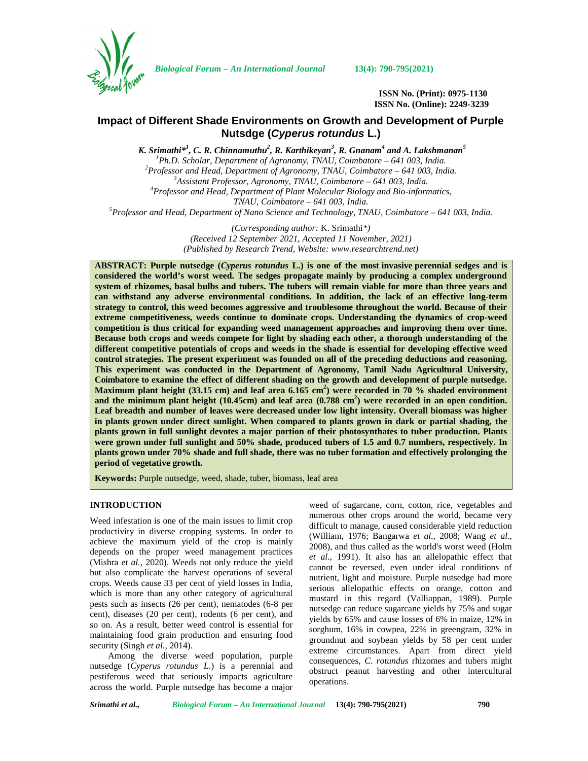# Impact of Different Shade Environments on Growth and Development of Purple Nutsdge (*Cyperus rotundus* L.)

***K. Srimathi*[1], C. R. Chinnamuthu[2], R. Karthikeyan[3], R. Gnanam[4] and A. Lakshmanan[5]***

[1]*Ph.D. Scholar, Department of Agronomy, TNAU, Coimbatore – 641 003, India.*
[2]*Professor and Head, Department of Agronomy, TNAU, Coimbatore – 641 003, India.*
[3]*Assistant Professor, Agronomy, TNAU, Coimbatore – 641 003, India.*
[4]*Professor and Head, Department of Plant Molecular Biology and Bio-informatics, TNAU, Coimbatore – 641 003, India.*
[5]*Professor and Head, Department of Nano Science and Technology, TNAU, Coimbatore – 641 003, India.*

*(Corresponding author:* K. Srimathi*)*
*(Received 12 September 2021, Accepted 11 November, 2021)*
*(Published by Research Trend, Website: www.researchtrend.net)*

**ABSTRACT: Purple nutsedge (*Cyperus rotundus* L.) is one of the most invasive perennial sedges and is considered the world's worst weed. The sedges propagate mainly by producing a complex underground system of rhizomes, basal bulbs and tubers. The tubers will remain viable for more than three years and can withstand any adverse environmental conditions. In addition, the lack of an effective long-term strategy to control, this weed becomes aggressive and troublesome throughout the world. Because of their extreme competitiveness, weeds continue to dominate crops. Understanding the dynamics of crop-weed competition is thus critical for expanding weed management approaches and improving them over time. Because both crops and weeds compete for light by shading each other, a thorough understanding of the different competitive potentials of crops and weeds in the shade is essential for developing effective weed control strategies. The present experiment was founded on all of the preceding deductions and reasoning. This experiment was conducted in the Department of Agronomy, Tamil Nadu Agricultural University, Coimbatore to examine the effect of different shading on the growth and development of purple nutsedge. Maximum plant height (33.15 cm) and leaf area 6.165 cm$^2$) were recorded in 70 % shaded environment and the minimum plant height (10.45cm) and leaf area (0.788 cm$^2$) were recorded in an open condition. Leaf breadth and number of leaves were decreased under low light intensity. Overall biomass was higher in plants grown under direct sunlight. When compared to plants grown in dark or partial shading, the plants grown in full sunlight devotes a major portion of their photosynthates to tuber production. Plants were grown under full sunlight and 50% shade, produced tubers of 1.5 and 0.7 numbers, respectively. In plants grown under 70% shade and full shade, there was no tuber formation and effectively prolonging the period of vegetative growth.**

**Keywords:** Purple nutsedge, weed, shade, tuber, biomass, leaf area

## INTRODUCTION

Weed infestation is one of the main issues to limit crop productivity in diverse cropping systems. In order to achieve the maximum yield of the crop is mainly depends on the proper weed management practices (Mishra *et al.,* 2020). Weeds not only reduce the yield but also complicate the harvest operations of several crops. Weeds cause 33 per cent of yield losses in India, which is more than any other category of agricultural pests such as insects (26 per cent), nematodes (6-8 per cent), diseases (20 per cent), rodents (6 per cent), and so on. As a result, better weed control is essential for maintaining food grain production and ensuring food security (Singh *et al.,* 2014).

Among the diverse weed population, purple nutsedge (*Cyperus rotundus L.*) is a perennial and pestiferous weed that seriously impacts agriculture across the world. Purple nutsedge has become a major weed of sugarcane, corn, cotton, rice, vegetables and numerous other crops around the world, became very difficult to manage, caused considerable yield reduction (William, 1976; Bangarwa *et al.,* 2008; Wang *et al*., 2008), and thus called as the world's worst weed (Holm *et al*., 1991). It also has an allelopathic effect that cannot be reversed, even under ideal conditions of nutrient, light and moisture. Purple nutsedge had more serious allelopathic effects on orange, cotton and mustard in this regard (Valliappan, 1989). Purple nutsedge can reduce sugarcane yields by 75% and sugar yields by 65% and cause losses of 6% in maize, 12% in sorghum, 16% in cowpea, 22% in greengram, 32% in groundnut and soybean yields by 58 per cent under extreme circumstances. Apart from direct yield consequences, *C. rotundus* rhizomes and tubers might obstruct peanut harvesting and other intercultural operations.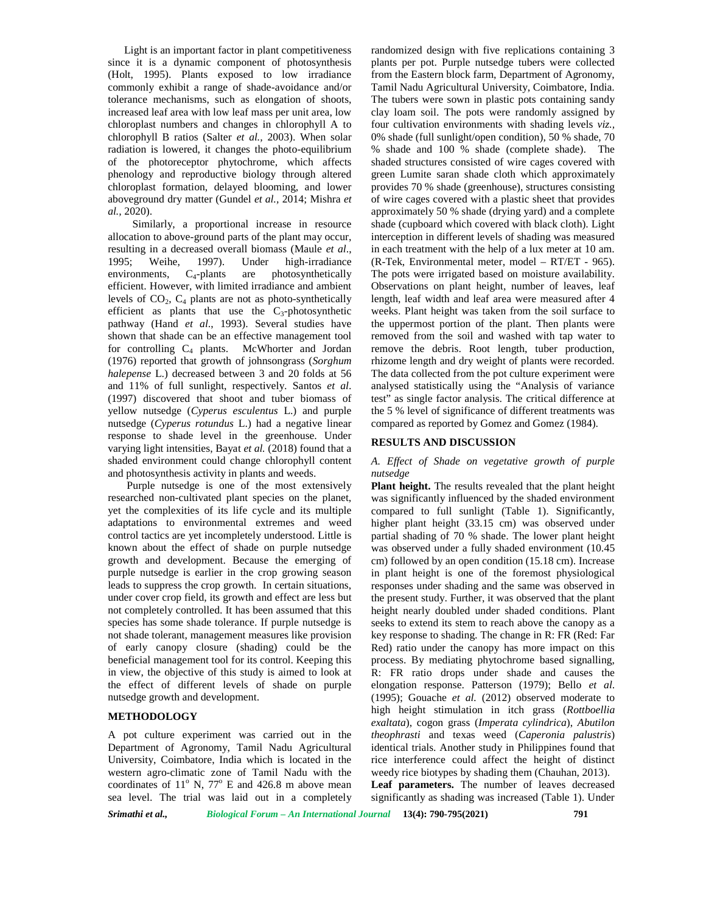Light is an important factor in plant competitiveness since it is a dynamic component of photosynthesis (Holt, 1995). Plants exposed to low irradiance commonly exhibit a range of shade-avoidance and/or tolerance mechanisms, such as elongation of shoots, increased leaf area with low leaf mass per unit area, low chloroplast numbers and changes in chlorophyll A to chlorophyll B ratios (Salter *et al.,* 2003). When solar radiation is lowered, it changes the photo-equilibrium of the photoreceptor phytochrome, which affects phenology and reproductive biology through altered chloroplast formation, delayed blooming, and lower aboveground dry matter (Gundel *et al.,* 2014; Mishra *et al.,* 2020).

Similarly, a proportional increase in resource allocation to above-ground parts of the plant may occur, resulting in a decreased overall biomass (Maule *et al*., 1995; Weihe, 1997). Under high-irradiance environments, $C_4$-plants are photosynthetically efficient. However, with limited irradiance and ambient levels of $CO_2$, $C_4$ plants are not as photo-synthetically efficient as plants that use the $C_3$-photosynthetic pathway (Hand *et al*., 1993). Several studies have shown that shade can be an effective management tool for controlling $C_4$ plants. McWhorter and Jordan (1976) reported that growth of johnsongrass (*Sorghum halepense* L.) decreased between 3 and 20 folds at 56 and 11% of full sunlight, respectively. Santos *et al*. (1997) discovered that shoot and tuber biomass of yellow nutsedge (*Cyperus esculentus* L.) and purple nutsedge (*Cyperus rotundus* L.) had a negative linear response to shade level in the greenhouse. Under varying light intensities, Bayat *et al.* (2018) found that a shaded environment could change chlorophyll content and photosynthesis activity in plants and weeds.

Purple nutsedge is one of the most extensively researched non-cultivated plant species on the planet, yet the complexities of its life cycle and its multiple adaptations to environmental extremes and weed control tactics are yet incompletely understood. Little is known about the effect of shade on purple nutsedge growth and development. Because the emerging of purple nutsedge is earlier in the crop growing season leads to suppress the crop growth. In certain situations, under cover crop field, its growth and effect are less but not completely controlled. It has been assumed that this species has some shade tolerance. If purple nutsedge is not shade tolerant, management measures like provision of early canopy closure (shading) could be the beneficial management tool for its control. Keeping this in view, the objective of this study is aimed to look at the effect of different levels of shade on purple nutsedge growth and development.

## METHODOLOGY

A pot culture experiment was carried out in the Department of Agronomy, Tamil Nadu Agricultural University, Coimbatore, India which is located in the western agro-climatic zone of Tamil Nadu with the coordinates of $11^{o}$ N, $77^{o}$ E and 426.8 m above mean sea level. The trial was laid out in a completely randomized design with five replications containing 3 plants per pot. Purple nutsedge tubers were collected from the Eastern block farm, Department of Agronomy, Tamil Nadu Agricultural University, Coimbatore, India. The tubers were sown in plastic pots containing sandy clay loam soil. The pots were randomly assigned by four cultivation environments with shading levels *viz.,* 0% shade (full sunlight/open condition), 50 % shade, 70 % shade and 100 % shade (complete shade). The shaded structures consisted of wire cages covered with green Lumite saran shade cloth which approximately provides 70 % shade (greenhouse), structures consisting of wire cages covered with a plastic sheet that provides approximately 50 % shade (drying yard) and a complete shade (cupboard which covered with black cloth). Light interception in different levels of shading was measured in each treatment with the help of a lux meter at 10 am. (R-Tek, Environmental meter, model – RT/ET - 965). The pots were irrigated based on moisture availability. Observations on plant height, number of leaves, leaf length, leaf width and leaf area were measured after 4 weeks. Plant height was taken from the soil surface to the uppermost portion of the plant. Then plants were removed from the soil and washed with tap water to remove the debris. Root length, tuber production, rhizome length and dry weight of plants were recorded. The data collected from the pot culture experiment were analysed statistically using the "Analysis of variance test" as single factor analysis. The critical difference at the 5 % level of significance of different treatments was compared as reported by Gomez and Gomez (1984).

## RESULTS AND DISCUSSION

### *A. Effect of Shade on vegetative growth of purple nutsedge*

**Plant height.** The results revealed that the plant height was significantly influenced by the shaded environment compared to full sunlight (Table 1). Significantly, higher plant height (33.15 cm) was observed under partial shading of 70 % shade. The lower plant height was observed under a fully shaded environment (10.45 cm) followed by an open condition (15.18 cm). Increase in plant height is one of the foremost physiological responses under shading and the same was observed in the present study. Further, it was observed that the plant height nearly doubled under shaded conditions. Plant seeks to extend its stem to reach above the canopy as a key response to shading. The change in R: FR (Red: Far Red) ratio under the canopy has more impact on this process. By mediating phytochrome based signalling, R: FR ratio drops under shade and causes the elongation response. Patterson (1979); Bello *et al*. (1995); Gouache *et al.* (2012) observed moderate to high height stimulation in itch grass (*Rottboellia exaltata*), cogon grass (*Imperata cylindrica*), *Abutilon theophrasti* and texas weed (*Caperonia palustris*) identical trials. Another study in Philippines found that rice interference could affect the height of distinct weedy rice biotypes by shading them (Chauhan, 2013).

**Leaf parameters.** The number of leaves decreased significantly as shading was increased (Table 1). Under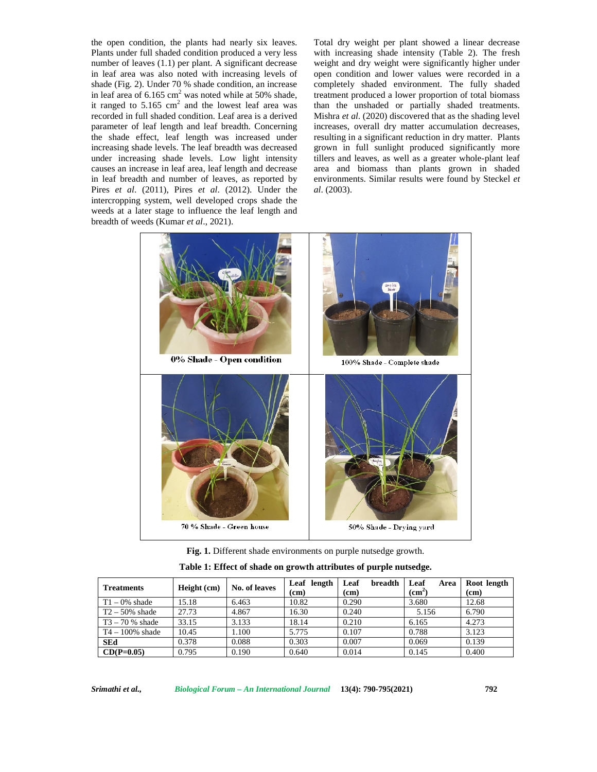the open condition, the plants had nearly six leaves. Plants under full shaded condition produced a very less number of leaves (1.1) per plant. A significant decrease in leaf area was also noted with increasing levels of shade (Fig. 2). Under 70 % shade condition, an increase in leaf area of 6.165 $cm^2$ was noted while at 50% shade, it ranged to 5.165 $cm^2$ and the lowest leaf area was recorded in full shaded condition. Leaf area is a derived parameter of leaf length and leaf breadth. Concerning the shade effect, leaf length was increased under increasing shade levels. The leaf breadth was decreased under increasing shade levels. Low light intensity causes an increase in leaf area, leaf length and decrease in leaf breadth and number of leaves, as reported by Pires *et al*. (2011), Pires *et al*. (2012). Under the intercropping system, well developed crops shade the weeds at a later stage to influence the leaf length and breadth of weeds (Kumar *et al*., 2021).

Total dry weight per plant showed a linear decrease with increasing shade intensity (Table 2). The fresh weight and dry weight were significantly higher under open condition and lower values were recorded in a completely shaded environment. The fully shaded treatment produced a lower proportion of total biomass than the unshaded or partially shaded treatments. Mishra *et al*. (2020) discovered that as the shading level increases, overall dry matter accumulation decreases, resulting in a significant reduction in dry matter. Plants grown in full sunlight produced significantly more tillers and leaves, as well as a greater whole-plant leaf area and biomass than plants grown in shaded environments. Similar results were found by Steckel *et al*. (2003).

0% Shade - Open condition

100% Shade - Complete shade

70 % Shade - Green house

50% Shade - Drying yard

**Fig. 1.** Different shade environments on purple nutsedge growth.

**Table 1: Effect of shade on growth attributes of purple nutsedge.**

| Treatments | Height (cm) | No. of leaves | Leaf length (cm) | Leaf breadth (cm) | Leaf Area ($cm^2$) | Root length (cm) |
|---|---|---|---|---|---|---|
| T1 – 0% shade | 15.18 | 6.463 | 10.82 | 0.290 | 3.680 | 12.68 |
| T2 – 50% shade | 27.73 | 4.867 | 16.30 | 0.240 | 5.156 | 6.790 |
| T3 – 70 % shade | 33.15 | 3.133 | 18.14 | 0.210 | 6.165 | 4.273 |
| T4 – 100% shade | 10.45 | 1.100 | 5.775 | 0.107 | 0.788 | 3.123 |
| **SEd** | 0.378 | 0.088 | 0.303 | 0.007 | 0.069 | 0.139 |
| **CD(P=0.05)** | 0.795 | 0.190 | 0.640 | 0.014 | 0.145 | 0.400 |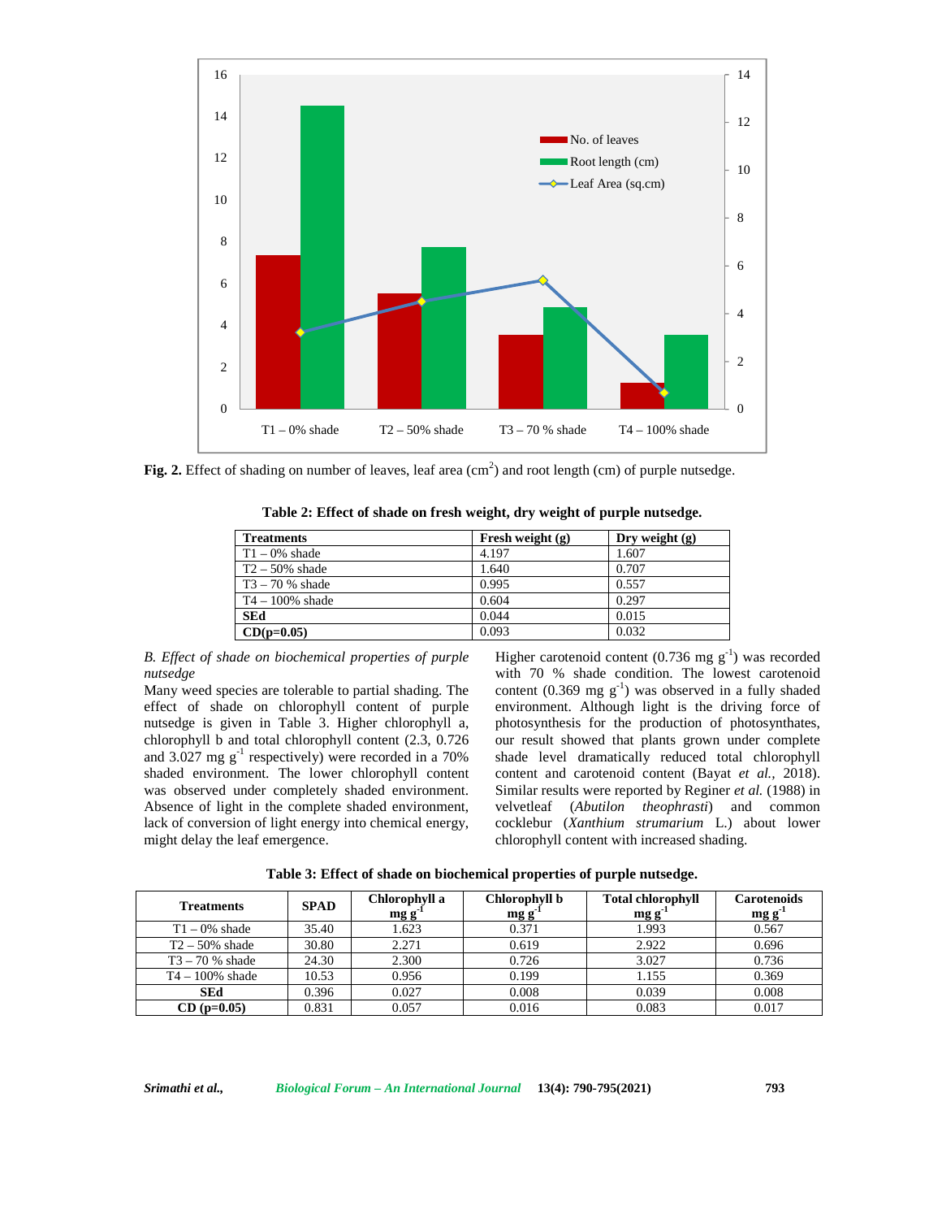Fig. 2. Effect of shading on number of leaves, leaf area ($cm^2$) and root length (cm) of purple nutsedge.

**Table 2: Effect of shade on fresh weight, dry weight of purple nutsedge.**

| Treatments | Fresh weight (g) | Dry weight (g) |
|---|---|---|
| T1 – 0% shade | 4.197 | 1.607 |
| T2 – 50% shade | 1.640 | 0.707 |
| T3 – 70 % shade | 0.995 | 0.557 |
| T4 – 100% shade | 0.604 | 0.297 |
| **SEd** | 0.044 | 0.015 |
| **CD(p=0.05)** | 0.093 | 0.032 |

*B. Effect of shade on biochemical properties of purple nutsedge*

Many weed species are tolerable to partial shading. The effect of shade on chlorophyll content of purple nutsedge is given in Table 3. Higher chlorophyll a, chlorophyll b and total chlorophyll content (2.3, 0.726 and 3.027 mg $g^{-1}$ respectively) were recorded in a 70% shaded environment. The lower chlorophyll content was observed under completely shaded environment. Absence of light in the complete shaded environment, lack of conversion of light energy into chemical energy, might delay the leaf emergence.

Higher carotenoid content (0.736 mg $g^{-1}$) was recorded with 70 % shade condition. The lowest carotenoid content (0.369 mg $g^{-1}$) was observed in a fully shaded environment. Although light is the driving force of photosynthesis for the production of photosynthates, our result showed that plants grown under complete shade level dramatically reduced total chlorophyll content and carotenoid content (Bayat *et al.,* 2018). Similar results were reported by Reginer *et al.* (1988) in velvetleaf (*Abutilon theophrasti*) and common cocklebur (*Xanthium strumarium* L.) about lower chlorophyll content with increased shading.

**Table 3: Effect of shade on biochemical properties of purple nutsedge.**

| Treatments | SPAD | Chlorophyll a mg $g^{-1}$ | Chlorophyll b mg $g^{-1}$ | Total chlorophyll mg $g^{-1}$ | Carotenoids mg $g^{-1}$ |
|---|---|---|---|---|---|
| T1 – 0% shade | 35.40 | 1.623 | 0.371 | 1.993 | 0.567 |
| T2 – 50% shade | 30.80 | 2.271 | 0.619 | 2.922 | 0.696 |
| T3 – 70 % shade | 24.30 | 2.300 | 0.726 | 3.027 | 0.736 |
| T4 – 100% shade | 10.53 | 0.956 | 0.199 | 1.155 | 0.369 |
| **SEd** | 0.396 | 0.027 | 0.008 | 0.039 | 0.008 |
| **CD (p=0.05)** | 0.831 | 0.057 | 0.016 | 0.083 | 0.017 |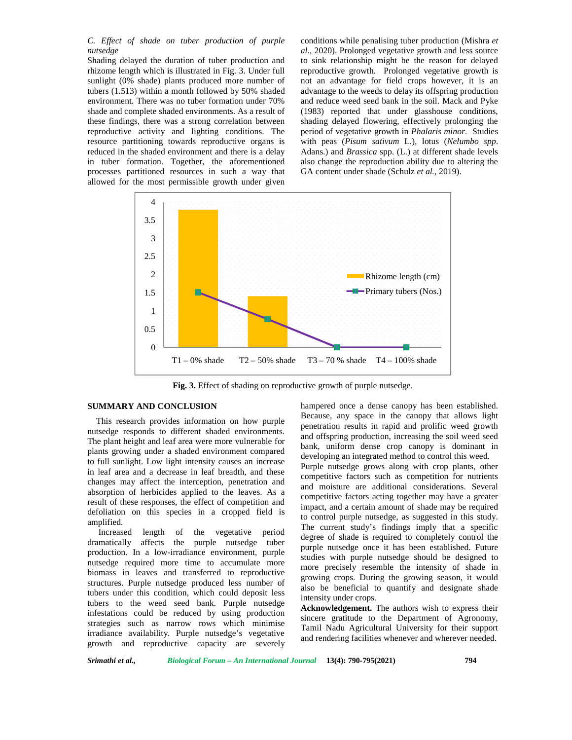*C. Effect of shade on tuber production of purple nutsedge*

Shading delayed the duration of tuber production and rhizome length which is illustrated in Fig. 3. Under full sunlight (0% shade) plants produced more number of tubers (1.513) within a month followed by 50% shaded environment. There was no tuber formation under 70% shade and complete shaded environments. As a result of these findings, there was a strong correlation between reproductive activity and lighting conditions. The resource partitioning towards reproductive organs is reduced in the shaded environment and there is a delay in tuber formation. Together, the aforementioned processes partitioned resources in such a way that allowed for the most permissible growth under given conditions while penalising tuber production (Mishra *et al*., 2020). Prolonged vegetative growth and less source to sink relationship might be the reason for delayed reproductive growth. Prolonged vegetative growth is not an advantage for field crops however, it is an advantage to the weeds to delay its offspring production and reduce weed seed bank in the soil. Mack and Pyke (1983) reported that under glasshouse conditions, shading delayed flowering, effectively prolonging the period of vegetative growth in *Phalaris minor*. Studies with peas (*Pisum sativum* L.), lotus (*Nelumbo spp*. Adans.) and *Brassica* spp. (L.) at different shade levels also change the reproduction ability due to altering the GA content under shade (Schulz *et al.*, 2019).

**Fig. 3.** Effect of shading on reproductive growth of purple nutsedge.

## SUMMARY AND CONCLUSION

This research provides information on how purple nutsedge responds to different shaded environments. The plant height and leaf area were more vulnerable for plants growing under a shaded environment compared to full sunlight. Low light intensity causes an increase in leaf area and a decrease in leaf breadth, and these changes may affect the interception, penetration and absorption of herbicides applied to the leaves. As a result of these responses, the effect of competition and defoliation on this species in a cropped field is amplified.

Increased length of the vegetative period dramatically affects the purple nutsedge tuber production. In a low-irradiance environment, purple nutsedge required more time to accumulate more biomass in leaves and transferred to reproductive structures. Purple nutsedge produced less number of tubers under this condition, which could deposit less tubers to the weed seed bank. Purple nutsedge infestations could be reduced by using production strategies such as narrow rows which minimise irradiance availability. Purple nutsedge's vegetative growth and reproductive capacity are severely hampered once a dense canopy has been established. Because, any space in the canopy that allows light penetration results in rapid and prolific weed growth and offspring production, increasing the soil weed seed bank, uniform dense crop canopy is dominant in developing an integrated method to control this weed.

Purple nutsedge grows along with crop plants, other competitive factors such as competition for nutrients and moisture are additional considerations. Several competitive factors acting together may have a greater impact, and a certain amount of shade may be required to control purple nutsedge, as suggested in this study. The current study's findings imply that a specific degree of shade is required to completely control the purple nutsedge once it has been established. Future studies with purple nutsedge should be designed to more precisely resemble the intensity of shade in growing crops. During the growing season, it would also be beneficial to quantify and designate shade intensity under crops.

**Acknowledgement.** The authors wish to express their sincere gratitude to the Department of Agronomy, Tamil Nadu Agricultural University for their support and rendering facilities whenever and wherever needed.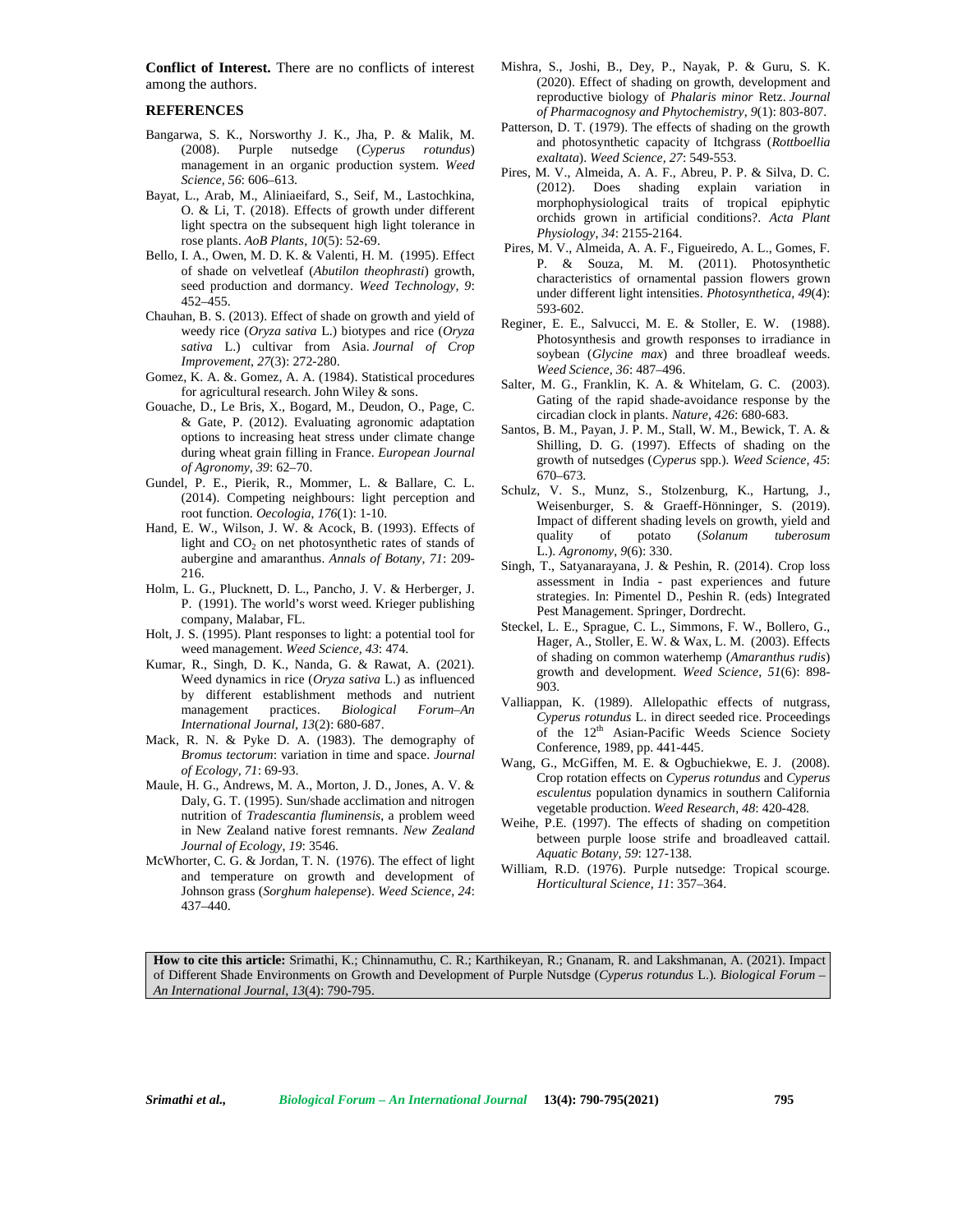**Conflict of Interest.** There are no conflicts of interest among the authors.

## REFERENCES

Bangarwa, S. K., Norsworthy J. K., Jha, P. & Malik, M. (2008). Purple nutsedge (*Cyperus rotundus*) management in an organic production system. *Weed Science, 56*: 606–613.

Bayat, L., Arab, M., Aliniaeifard, S., Seif, M., Lastochkina, O. & Li, T. (2018). Effects of growth under different light spectra on the subsequent high light tolerance in rose plants. *AoB Plants*, *10*(5): 52-69.

Bello, I. A., Owen, M. D. K. & Valenti, H. M. (1995). Effect of shade on velvetleaf (*Abutilon theophrasti*) growth, seed production and dormancy. *Weed Technology, 9*: 452–455.

Chauhan, B. S. (2013). Effect of shade on growth and yield of weedy rice (*Oryza sativa* L.) biotypes and rice (*Oryza sativa* L.) cultivar from Asia. *Journal of Crop Improvement*, *27*(3): 272-280.

Gomez, K. A. &. Gomez, A. A. (1984). Statistical procedures for agricultural research. John Wiley & sons.

Gouache, D., Le Bris, X., Bogard, M., Deudon, O., Page, C. & Gate, P. (2012). Evaluating agronomic adaptation options to increasing heat stress under climate change during wheat grain filling in France. *European Journal of Agronomy, 39*: 62–70.

Gundel, P. E., Pierik, R., Mommer, L. & Ballare, C. L. (2014). Competing neighbours: light perception and root function. *Oecologia, 176*(1): 1-10.

Hand, E. W., Wilson, J. W. & Acock, B. (1993). Effects of light and $CO_2$ on net photosynthetic rates of stands of aubergine and amaranthus. *Annals of Botany, 71*: 209-216.

Holm, L. G., Plucknett, D. L., Pancho, J. V. & Herberger, J. P. (1991). The world's worst weed. Krieger publishing company, Malabar, FL.

Holt, J. S. (1995). Plant responses to light: a potential tool for weed management. *Weed Science, 43*: 474.

Kumar, R., Singh, D. K., Nanda, G. & Rawat, A. (2021). Weed dynamics in rice (*Oryza sativa* L.) as influenced by different establishment methods and nutrient management practices. *Biological Forum–An International Journal, 13*(2): 680-687.

Mack, R. N. & Pyke D. A. (1983). The demography of *Bromus tectorum*: variation in time and space. *Journal of Ecology, 71*: 69-93.

Maule, H. G., Andrews, M. A., Morton, J. D., Jones, A. V. & Daly, G. T. (1995). Sun/shade acclimation and nitrogen nutrition of *Tradescantia fluminensis*, a problem weed in New Zealand native forest remnants. *New Zealand Journal of Ecology*, *19*: 3546.

McWhorter, C. G. & Jordan, T. N. (1976). The effect of light and temperature on growth and development of Johnson grass (*Sorghum halepense*). *Weed Science, 24*: 437–440.

Mishra, S., Joshi, B., Dey, P., Nayak, P. & Guru, S. K. (2020). Effect of shading on growth, development and reproductive biology of *Phalaris minor* Retz. *Journal of Pharmacognosy and Phytochemistry*, *9*(1): 803-807.

Patterson, D. T. (1979). The effects of shading on the growth and photosynthetic capacity of Itchgrass (*Rottboellia exaltata*). *Weed Science, 27*: 549-553.

Pires, M. V., Almeida, A. A. F., Abreu, P. P. & Silva, D. C. (2012). Does shading explain variation in morphophysiological traits of tropical epiphytic orchids grown in artificial conditions?. *Acta Plant Physiology, 34*: 2155-2164.

Pires, M. V., Almeida, A. A. F., Figueiredo, A. L., Gomes, F. P. & Souza, M. M. (2011). Photosynthetic characteristics of ornamental passion flowers grown under different light intensities. *Photosynthetica, 49*(4): 593-602.

Reginer, E. E., Salvucci, M. E. & Stoller, E. W. (1988). Photosynthesis and growth responses to irradiance in soybean (*Glycine max*) and three broadleaf weeds. *Weed Science, 36*: 487–496.

Salter, M. G., Franklin, K. A. & Whitelam, G. C. (2003). Gating of the rapid shade-avoidance response by the circadian clock in plants. *Nature, 426*: 680-683.

Santos, B. M., Payan, J. P. M., Stall, W. M., Bewick, T. A. & Shilling, D. G. (1997). Effects of shading on the growth of nutsedges (*Cyperus* spp.). *Weed Science, 45*: 670–673.

Schulz, V. S., Munz, S., Stolzenburg, K., Hartung, J., Weisenburger, S. & Graeff-Hönninger, S. (2019). Impact of different shading levels on growth, yield and quality of potato (*Solanum tuberosum* L.). *Agronomy*, *9*(6): 330.

Singh, T., Satyanarayana, J. & Peshin, R. (2014). Crop loss assessment in India - past experiences and future strategies. In: Pimentel D., Peshin R. (eds) Integrated Pest Management. Springer, Dordrecht.

Steckel, L. E., Sprague, C. L., Simmons, F. W., Bollero, G., Hager, A., Stoller, E. W. & Wax, L. M. (2003). Effects of shading on common waterhemp (*Amaranthus rudis*) growth and development. *Weed Science, 51*(6): 898-903.

Valliappan, K. (1989). Allelopathic effects of nutgrass, *Cyperus rotundus* L. in direct seeded rice. Proceedings of the 12th Asian-Pacific Weeds Science Society Conference, 1989, pp. 441-445.

Wang, G., McGiffen, M. E. & Ogbuchiekwe, E. J. (2008). Crop rotation effects on *Cyperus rotundus* and *Cyperus esculentus* population dynamics in southern California vegetable production. *Weed Research, 48*: 420-428.

Weihe, P.E. (1997). The effects of shading on competition between purple loose strife and broadleaved cattail. *Aquatic Botany, 59*: 127-138.

William, R.D. (1976). Purple nutsedge: Tropical scourge. *Horticultural Science, 11*: 357–364.

**How to cite this article:** Srimathi, K.; Chinnamuthu, C. R.; Karthikeyan, R.; Gnanam, R. and Lakshmanan, A. (2021). Impact of Different Shade Environments on Growth and Development of Purple Nutsdge (*Cyperus rotundus* L.). *Biological Forum – An International Journal, 13*(4): 790-795.